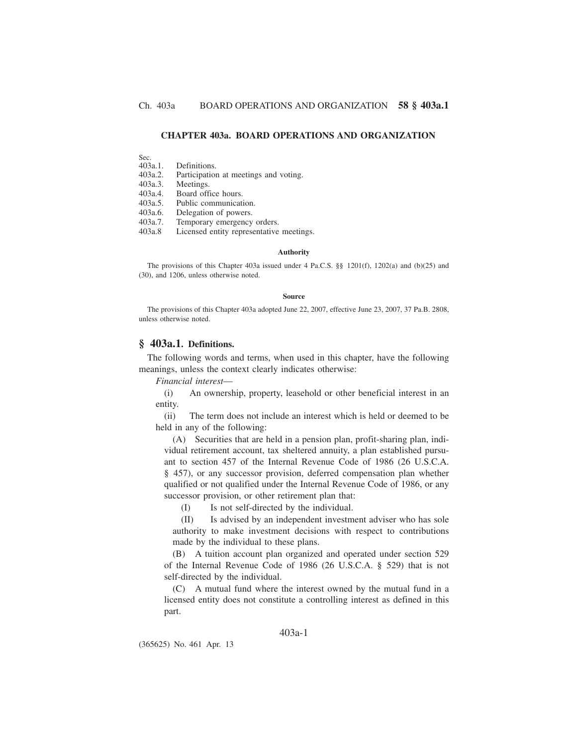# CHAPTER 403a. BOARD OPERATIONS AND ORGANIZATION

Sec.
403a.1. Definitions.
403a.2. Participation at meetings and voting.
403a.3. Meetings.
403a.4. Board office hours.
403a.5. Public communication.
403a.6. Delegation of powers.
403a.7. Temporary emergency orders.
403a.8 Licensed entity representative meetings.

#### Authority

The provisions of this Chapter 403a issued under 4 Pa.C.S. §§ 1201(f), 1202(a) and (b)(25) and (30), and 1206, unless otherwise noted.

#### Source

The provisions of this Chapter 403a adopted June 22, 2007, effective June 23, 2007, 37 Pa.B. 2808, unless otherwise noted.

## § 403a.1. Definitions.

The following words and terms, when used in this chapter, have the following meanings, unless the context clearly indicates otherwise:

*Financial interest*—

(i) An ownership, property, leasehold or other beneficial interest in an entity.

(ii) The term does not include an interest which is held or deemed to be held in any of the following:

(A) Securities that are held in a pension plan, profit-sharing plan, individual retirement account, tax sheltered annuity, a plan established pursuant to section 457 of the Internal Revenue Code of 1986 (26 U.S.C.A. § 457), or any successor provision, deferred compensation plan whether qualified or not qualified under the Internal Revenue Code of 1986, or any successor provision, or other retirement plan that:

(I) Is not self-directed by the individual.

(II) Is advised by an independent investment adviser who has sole authority to make investment decisions with respect to contributions made by the individual to these plans.

(B) A tuition account plan organized and operated under section 529 of the Internal Revenue Code of 1986 (26 U.S.C.A. § 529) that is not self-directed by the individual.

(C) A mutual fund where the interest owned by the mutual fund in a licensed entity does not constitute a controlling interest as defined in this part.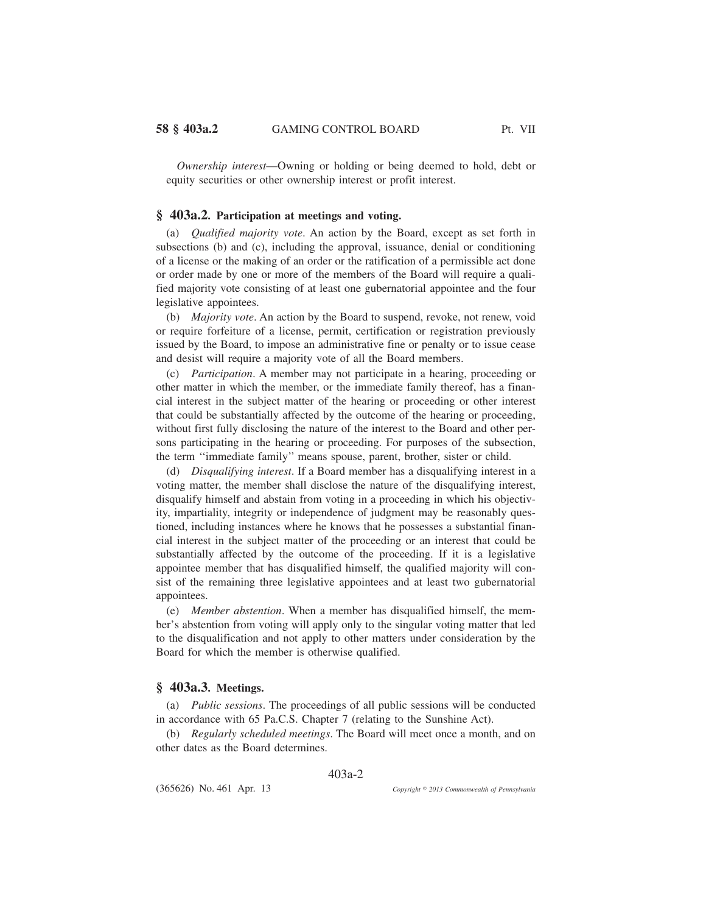*Ownership interest*—Owning or holding or being deemed to hold, debt or equity securities or other ownership interest or profit interest.

## § 403a.2. Participation at meetings and voting.

(a) *Qualified majority vote*. An action by the Board, except as set forth in subsections (b) and (c), including the approval, issuance, denial or conditioning of a license or the making of an order or the ratification of a permissible act done or order made by one or more of the members of the Board will require a qualified majority vote consisting of at least one gubernatorial appointee and the four legislative appointees.

(b) *Majority vote*. An action by the Board to suspend, revoke, not renew, void or require forfeiture of a license, permit, certification or registration previously issued by the Board, to impose an administrative fine or penalty or to issue cease and desist will require a majority vote of all the Board members.

(c) *Participation*. A member may not participate in a hearing, proceeding or other matter in which the member, or the immediate family thereof, has a financial interest in the subject matter of the hearing or proceeding or other interest that could be substantially affected by the outcome of the hearing or proceeding, without first fully disclosing the nature of the interest to the Board and other persons participating in the hearing or proceeding. For purposes of the subsection, the term ''immediate family'' means spouse, parent, brother, sister or child.

(d) *Disqualifying interest*. If a Board member has a disqualifying interest in a voting matter, the member shall disclose the nature of the disqualifying interest, disqualify himself and abstain from voting in a proceeding in which his objectivity, impartiality, integrity or independence of judgment may be reasonably questioned, including instances where he knows that he possesses a substantial financial interest in the subject matter of the proceeding or an interest that could be substantially affected by the outcome of the proceeding. If it is a legislative appointee member that has disqualified himself, the qualified majority will consist of the remaining three legislative appointees and at least two gubernatorial appointees.

(e) *Member abstention*. When a member has disqualified himself, the member's abstention from voting will apply only to the singular voting matter that led to the disqualification and not apply to other matters under consideration by the Board for which the member is otherwise qualified.

## § 403a.3. Meetings.

(a) *Public sessions*. The proceedings of all public sessions will be conducted in accordance with 65 Pa.C.S. Chapter 7 (relating to the Sunshine Act).

(b) *Regularly scheduled meetings*. The Board will meet once a month, and on other dates as the Board determines.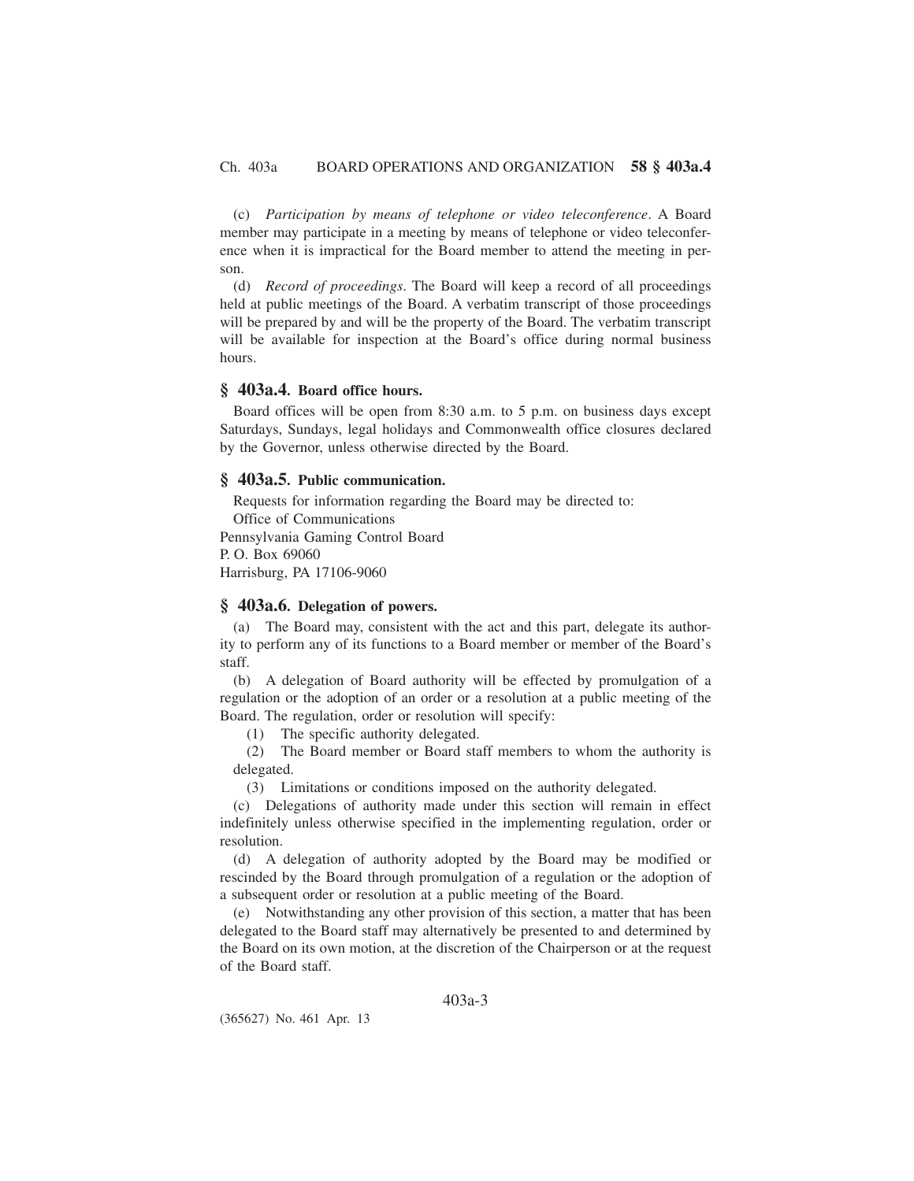(c) *Participation by means of telephone or video teleconference*. A Board member may participate in a meeting by means of telephone or video teleconference when it is impractical for the Board member to attend the meeting in person.

(d) *Record of proceedings*. The Board will keep a record of all proceedings held at public meetings of the Board. A verbatim transcript of those proceedings will be prepared by and will be the property of the Board. The verbatim transcript will be available for inspection at the Board's office during normal business hours.

## § 403a.4. Board office hours.

Board offices will be open from 8:30 a.m. to 5 p.m. on business days except Saturdays, Sundays, legal holidays and Commonwealth office closures declared by the Governor, unless otherwise directed by the Board.

## § 403a.5. Public communication.

Requests for information regarding the Board may be directed to:

Office of Communications
Pennsylvania Gaming Control Board
P. O. Box 69060
Harrisburg, PA 17106-9060

## § 403a.6. Delegation of powers.

(a) The Board may, consistent with the act and this part, delegate its authority to perform any of its functions to a Board member or member of the Board's staff.

(b) A delegation of Board authority will be effected by promulgation of a regulation or the adoption of an order or a resolution at a public meeting of the Board. The regulation, order or resolution will specify:

(1) The specific authority delegated.

(2) The Board member or Board staff members to whom the authority is delegated.

(3) Limitations or conditions imposed on the authority delegated.

(c) Delegations of authority made under this section will remain in effect indefinitely unless otherwise specified in the implementing regulation, order or resolution.

(d) A delegation of authority adopted by the Board may be modified or rescinded by the Board through promulgation of a regulation or the adoption of a subsequent order or resolution at a public meeting of the Board.

(e) Notwithstanding any other provision of this section, a matter that has been delegated to the Board staff may alternatively be presented to and determined by the Board on its own motion, at the discretion of the Chairperson or at the request of the Board staff.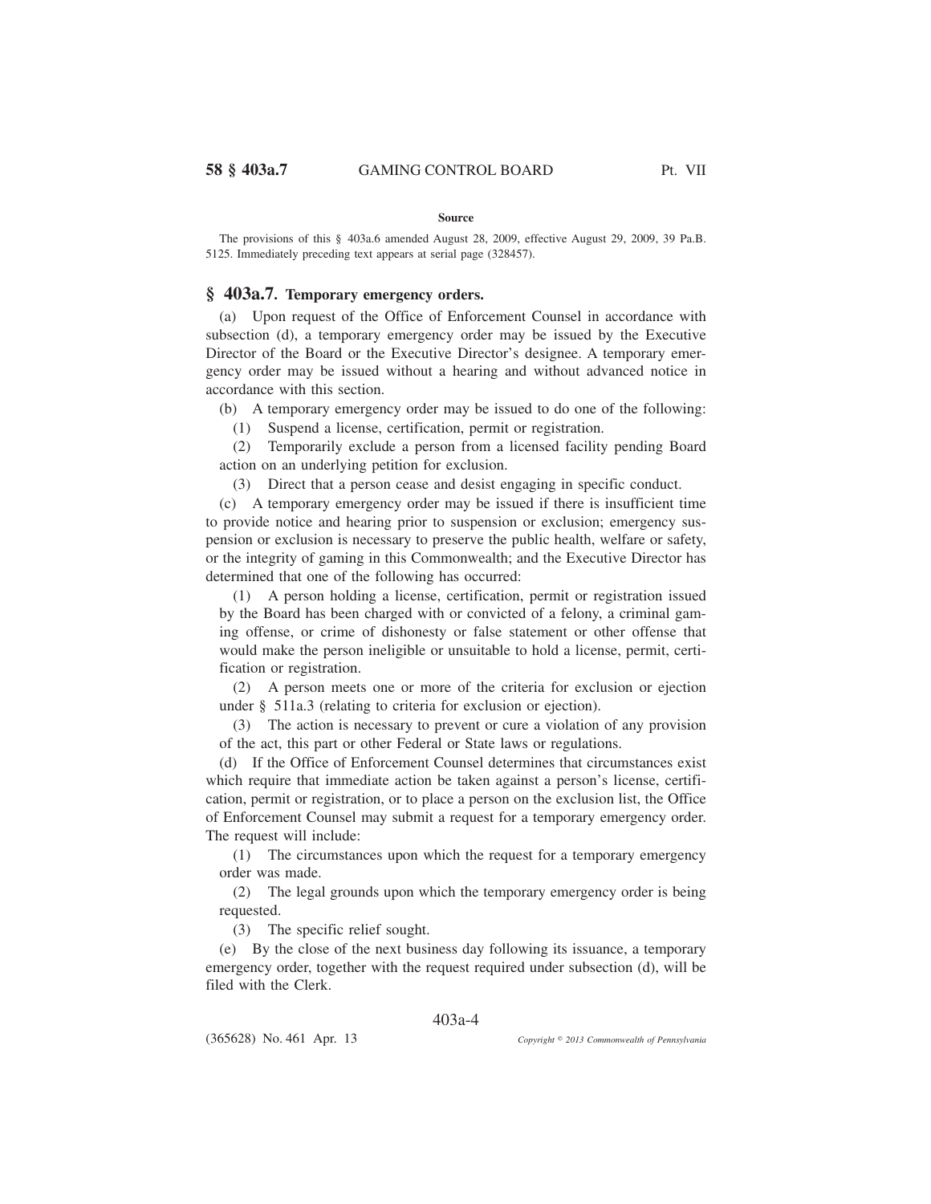**Source**

The provisions of this § 403a.6 amended August 28, 2009, effective August 29, 2009, 39 Pa.B. 5125. Immediately preceding text appears at serial page (328457).

## § 403a.7. Temporary emergency orders.

(a) Upon request of the Office of Enforcement Counsel in accordance with subsection (d), a temporary emergency order may be issued by the Executive Director of the Board or the Executive Director's designee. A temporary emergency order may be issued without a hearing and without advanced notice in accordance with this section.

(b) A temporary emergency order may be issued to do one of the following:

(1) Suspend a license, certification, permit or registration.

(2) Temporarily exclude a person from a licensed facility pending Board action on an underlying petition for exclusion.

(3) Direct that a person cease and desist engaging in specific conduct.

(c) A temporary emergency order may be issued if there is insufficient time to provide notice and hearing prior to suspension or exclusion; emergency suspension or exclusion is necessary to preserve the public health, welfare or safety, or the integrity of gaming in this Commonwealth; and the Executive Director has determined that one of the following has occurred:

(1) A person holding a license, certification, permit or registration issued by the Board has been charged with or convicted of a felony, a criminal gaming offense, or crime of dishonesty or false statement or other offense that would make the person ineligible or unsuitable to hold a license, permit, certification or registration.

(2) A person meets one or more of the criteria for exclusion or ejection under § 511a.3 (relating to criteria for exclusion or ejection).

(3) The action is necessary to prevent or cure a violation of any provision of the act, this part or other Federal or State laws or regulations.

(d) If the Office of Enforcement Counsel determines that circumstances exist which require that immediate action be taken against a person's license, certification, permit or registration, or to place a person on the exclusion list, the Office of Enforcement Counsel may submit a request for a temporary emergency order. The request will include:

(1) The circumstances upon which the request for a temporary emergency order was made.

(2) The legal grounds upon which the temporary emergency order is being requested.

(3) The specific relief sought.

(e) By the close of the next business day following its issuance, a temporary emergency order, together with the request required under subsection (d), will be filed with the Clerk.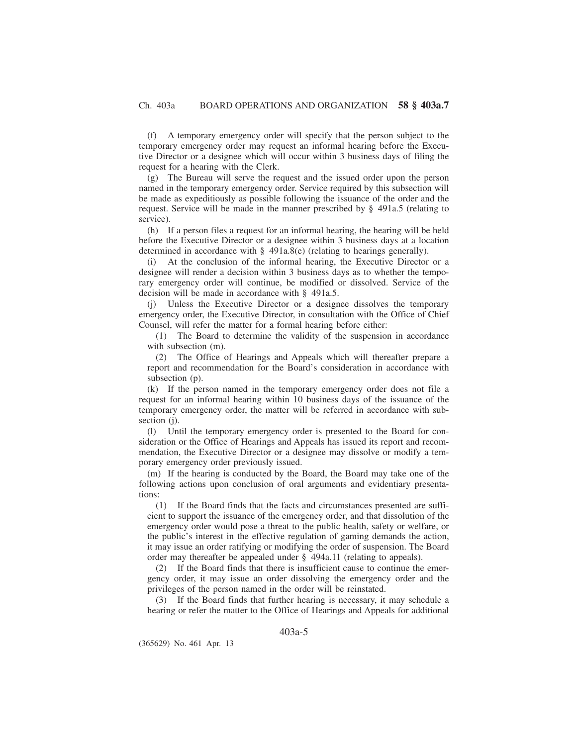(f) A temporary emergency order will specify that the person subject to the temporary emergency order may request an informal hearing before the Executive Director or a designee which will occur within 3 business days of filing the request for a hearing with the Clerk.

(g) The Bureau will serve the request and the issued order upon the person named in the temporary emergency order. Service required by this subsection will be made as expeditiously as possible following the issuance of the order and the request. Service will be made in the manner prescribed by § 491a.5 (relating to service).

(h) If a person files a request for an informal hearing, the hearing will be held before the Executive Director or a designee within 3 business days at a location determined in accordance with § 491a.8(e) (relating to hearings generally).

(i) At the conclusion of the informal hearing, the Executive Director or a designee will render a decision within 3 business days as to whether the temporary emergency order will continue, be modified or dissolved. Service of the decision will be made in accordance with § 491a.5.

(j) Unless the Executive Director or a designee dissolves the temporary emergency order, the Executive Director, in consultation with the Office of Chief Counsel, will refer the matter for a formal hearing before either:

(1) The Board to determine the validity of the suspension in accordance with subsection (m).

(2) The Office of Hearings and Appeals which will thereafter prepare a report and recommendation for the Board's consideration in accordance with subsection (p).

(k) If the person named in the temporary emergency order does not file a request for an informal hearing within 10 business days of the issuance of the temporary emergency order, the matter will be referred in accordance with subsection (j).

(l) Until the temporary emergency order is presented to the Board for consideration or the Office of Hearings and Appeals has issued its report and recommendation, the Executive Director or a designee may dissolve or modify a temporary emergency order previously issued.

(m) If the hearing is conducted by the Board, the Board may take one of the following actions upon conclusion of oral arguments and evidentiary presentations:

(1) If the Board finds that the facts and circumstances presented are sufficient to support the issuance of the emergency order, and that dissolution of the emergency order would pose a threat to the public health, safety or welfare, or the public's interest in the effective regulation of gaming demands the action, it may issue an order ratifying or modifying the order of suspension. The Board order may thereafter be appealed under § 494a.11 (relating to appeals).

(2) If the Board finds that there is insufficient cause to continue the emergency order, it may issue an order dissolving the emergency order and the privileges of the person named in the order will be reinstated.

(3) If the Board finds that further hearing is necessary, it may schedule a hearing or refer the matter to the Office of Hearings and Appeals for additional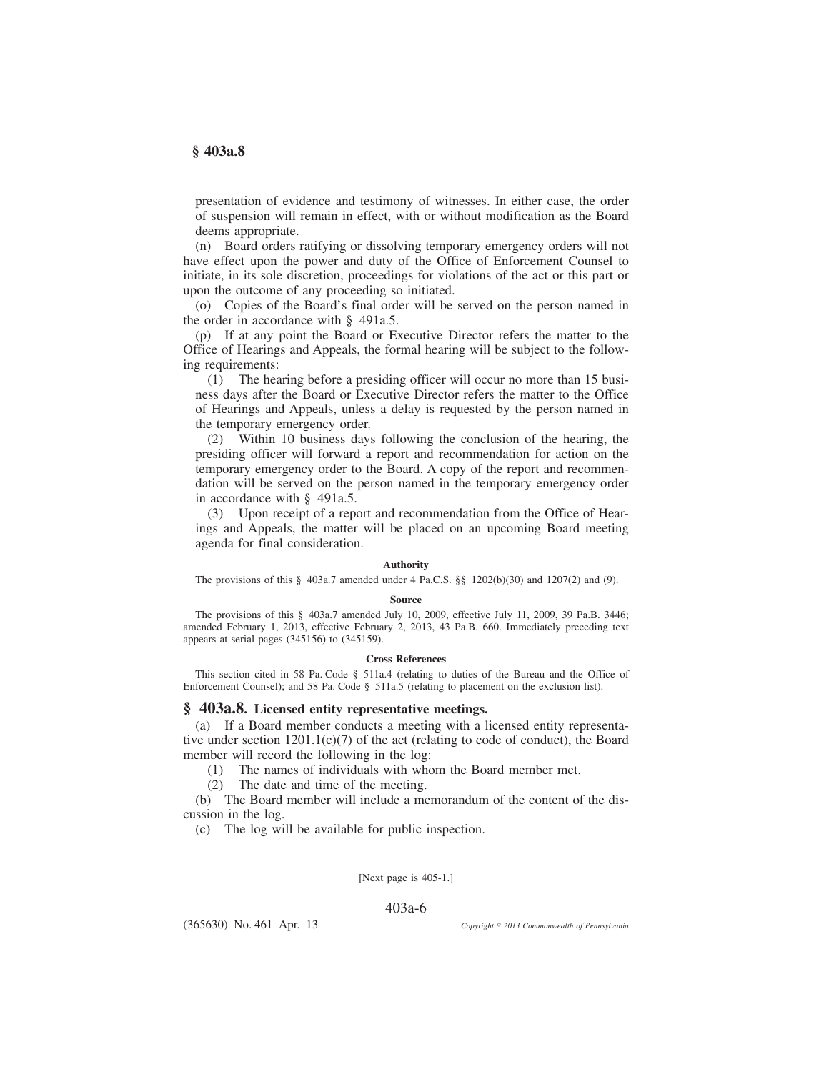presentation of evidence and testimony of witnesses. In either case, the order of suspension will remain in effect, with or without modification as the Board deems appropriate.

(n) Board orders ratifying or dissolving temporary emergency orders will not have effect upon the power and duty of the Office of Enforcement Counsel to initiate, in its sole discretion, proceedings for violations of the act or this part or upon the outcome of any proceeding so initiated.

(o) Copies of the Board's final order will be served on the person named in the order in accordance with § 491a.5.

(p) If at any point the Board or Executive Director refers the matter to the Office of Hearings and Appeals, the formal hearing will be subject to the following requirements:

(1) The hearing before a presiding officer will occur no more than 15 business days after the Board or Executive Director refers the matter to the Office of Hearings and Appeals, unless a delay is requested by the person named in the temporary emergency order.

(2) Within 10 business days following the conclusion of the hearing, the presiding officer will forward a report and recommendation for action on the temporary emergency order to the Board. A copy of the report and recommendation will be served on the person named in the temporary emergency order in accordance with § 491a.5.

(3) Upon receipt of a report and recommendation from the Office of Hearings and Appeals, the matter will be placed on an upcoming Board meeting agenda for final consideration.

**Authority**

The provisions of this § 403a.7 amended under 4 Pa.C.S. §§ 1202(b)(30) and 1207(2) and (9).

**Source**

The provisions of this § 403a.7 amended July 10, 2009, effective July 11, 2009, 39 Pa.B. 3446; amended February 1, 2013, effective February 2, 2013, 43 Pa.B. 660. Immediately preceding text appears at serial pages (345156) to (345159).

**Cross References**

This section cited in 58 Pa. Code § 511a.4 (relating to duties of the Bureau and the Office of Enforcement Counsel); and 58 Pa. Code § 511a.5 (relating to placement on the exclusion list).

## § 403a.8. Licensed entity representative meetings.

(a) If a Board member conducts a meeting with a licensed entity representative under section 1201.1(c)(7) of the act (relating to code of conduct), the Board member will record the following in the log:

(1) The names of individuals with whom the Board member met.

(2) The date and time of the meeting.

(b) The Board member will include a memorandum of the content of the discussion in the log.

(c) The log will be available for public inspection.

[Next page is 405-1.]